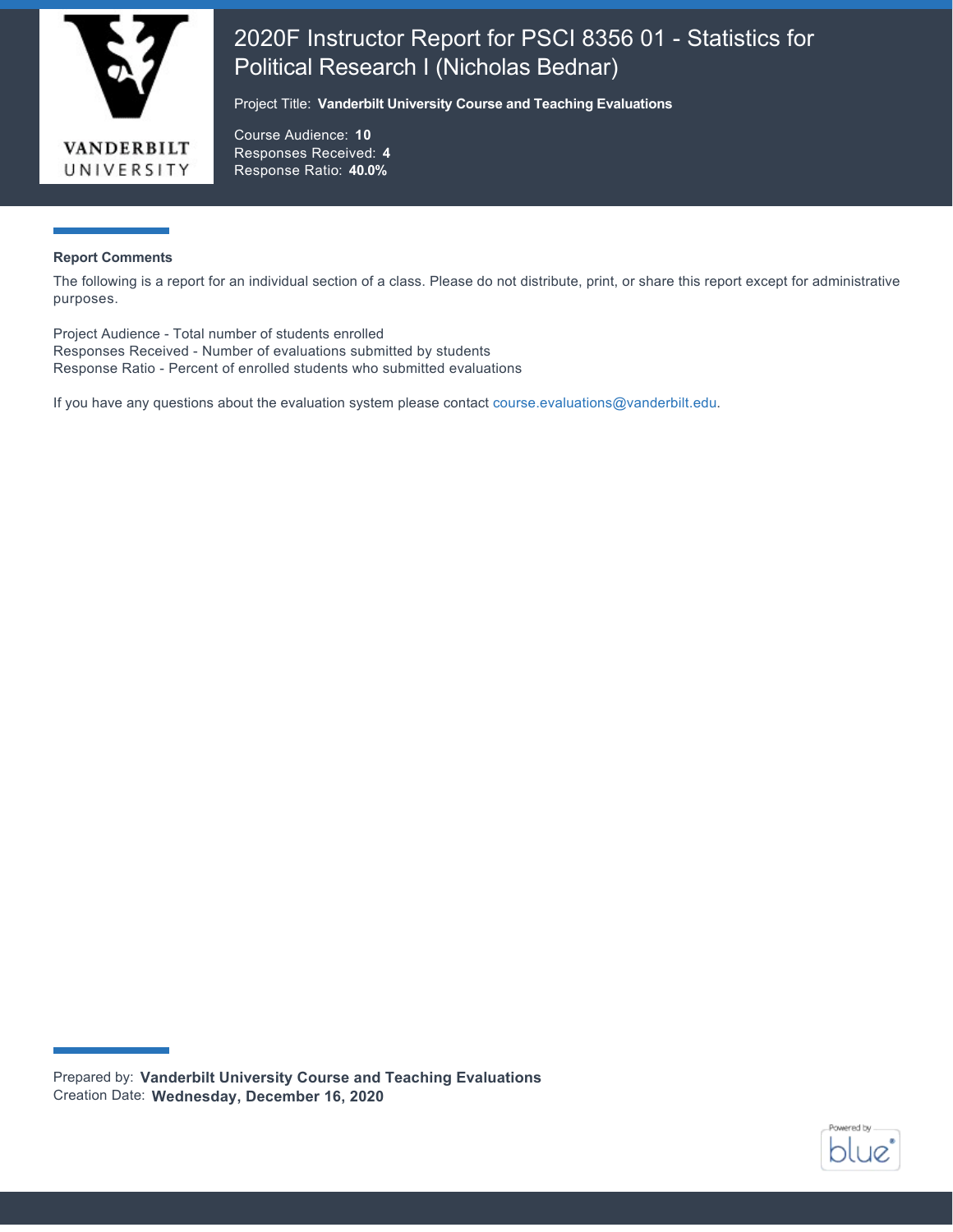# 2020F Instructor Report for PSCI 8356 01 - Statistics for Political Research I (Nicholas Bednar)

Project Title: **Vanderbilt University Course and Teaching Evaluations**

Course Audience: **10**
Responses Received: **4**
Response Ratio: **40.0%**

### Report Comments

The following is a report for an individual section of a class. Please do not distribute, print, or share this report except for administrative purposes.

Project Audience - Total number of students enrolled
Responses Received - Number of evaluations submitted by students
Response Ratio - Percent of enrolled students who submitted evaluations

If you have any questions about the evaluation system please contact course.evaluations@vanderbilt.edu.

Prepared by: **Vanderbilt University Course and Teaching Evaluations**
Creation Date: **Wednesday, December 16, 2020**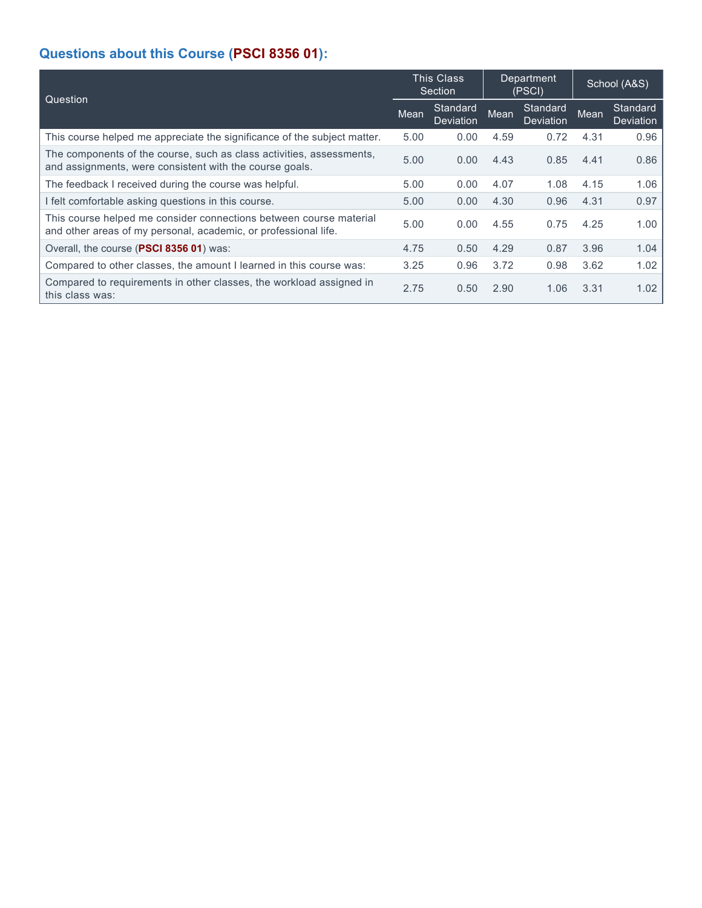## Questions about this Course (PSCI 8356 01):

| Question | This Class Section | | Department (PSCI) | | School (A&S) | |
|---|---|---|---|---|---|---|
| | Mean | Standard Deviation | Mean | Standard Deviation | Mean | Standard Deviation |
| This course helped me appreciate the significance of the subject matter. | 5.00 | 0.00 | 4.59 | 0.72 | 4.31 | 0.96 |
| The components of the course, such as class activities, assessments, and assignments, were consistent with the course goals. | 5.00 | 0.00 | 4.43 | 0.85 | 4.41 | 0.86 |
| The feedback I received during the course was helpful. | 5.00 | 0.00 | 4.07 | 1.08 | 4.15 | 1.06 |
| I felt comfortable asking questions in this course. | 5.00 | 0.00 | 4.30 | 0.96 | 4.31 | 0.97 |
| This course helped me consider connections between course material and other areas of my personal, academic, or professional life. | 5.00 | 0.00 | 4.55 | 0.75 | 4.25 | 1.00 |
| Overall, the course (**PSCI 8356 01**) was: | 4.75 | 0.50 | 4.29 | 0.87 | 3.96 | 1.04 |
| Compared to other classes, the amount I learned in this course was: | 3.25 | 0.96 | 3.72 | 0.98 | 3.62 | 1.02 |
| Compared to requirements in other classes, the workload assigned in this class was: | 2.75 | 0.50 | 2.90 | 1.06 | 3.31 | 1.02 |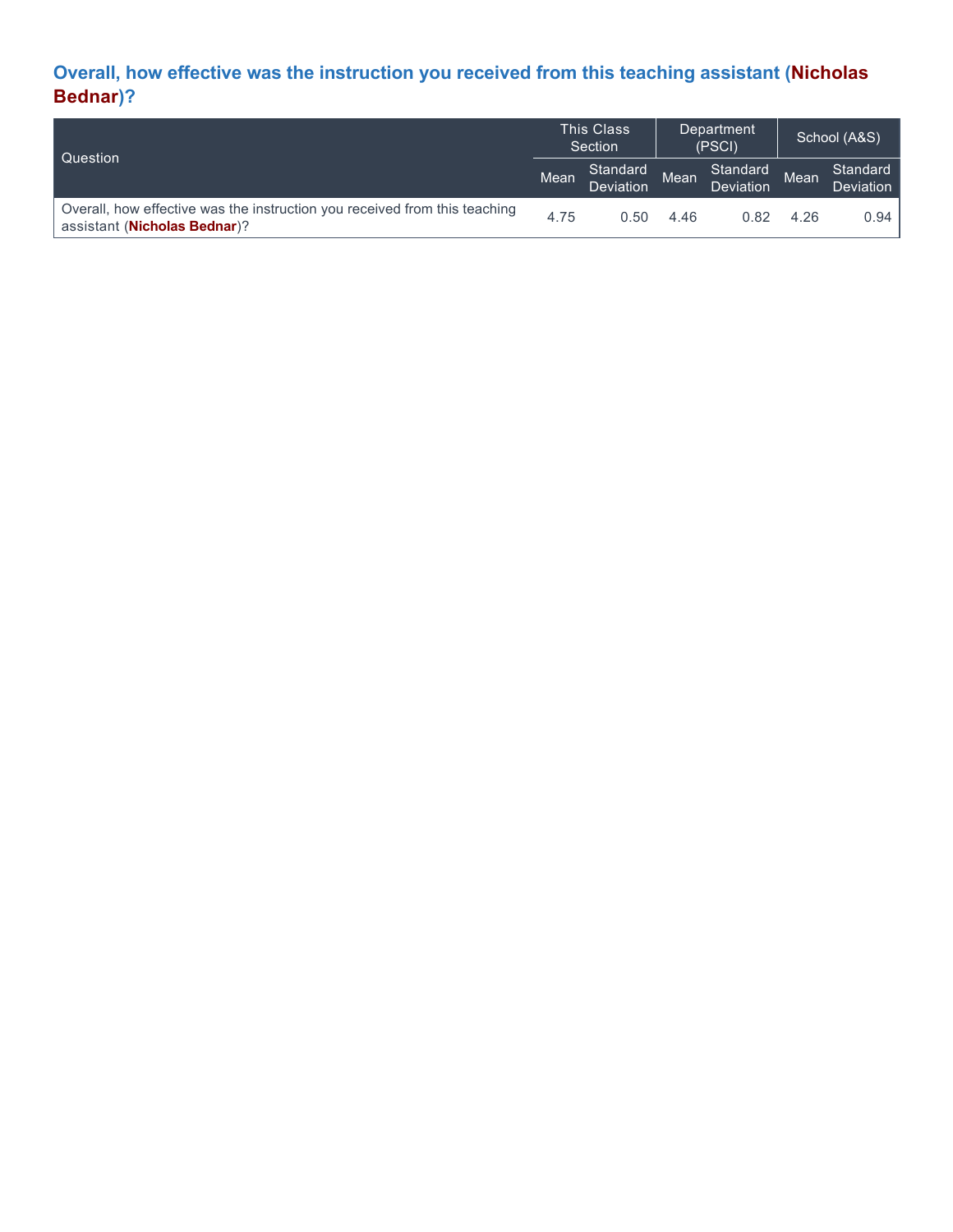## Overall, how effective was the instruction you received from this teaching assistant (Nicholas Bednar)?

| Question | This Class Section | | Department (PSCI) | | School (A&S) | |
|---|---|---|---|---|---|---|
| | Mean | Standard Deviation | Mean | Standard Deviation | Mean | Standard Deviation |
| Overall, how effective was the instruction you received from this teaching assistant (**Nicholas Bednar**)? | 4.75 | 0.50 | 4.46 | 0.82 | 4.26 | 0.94 |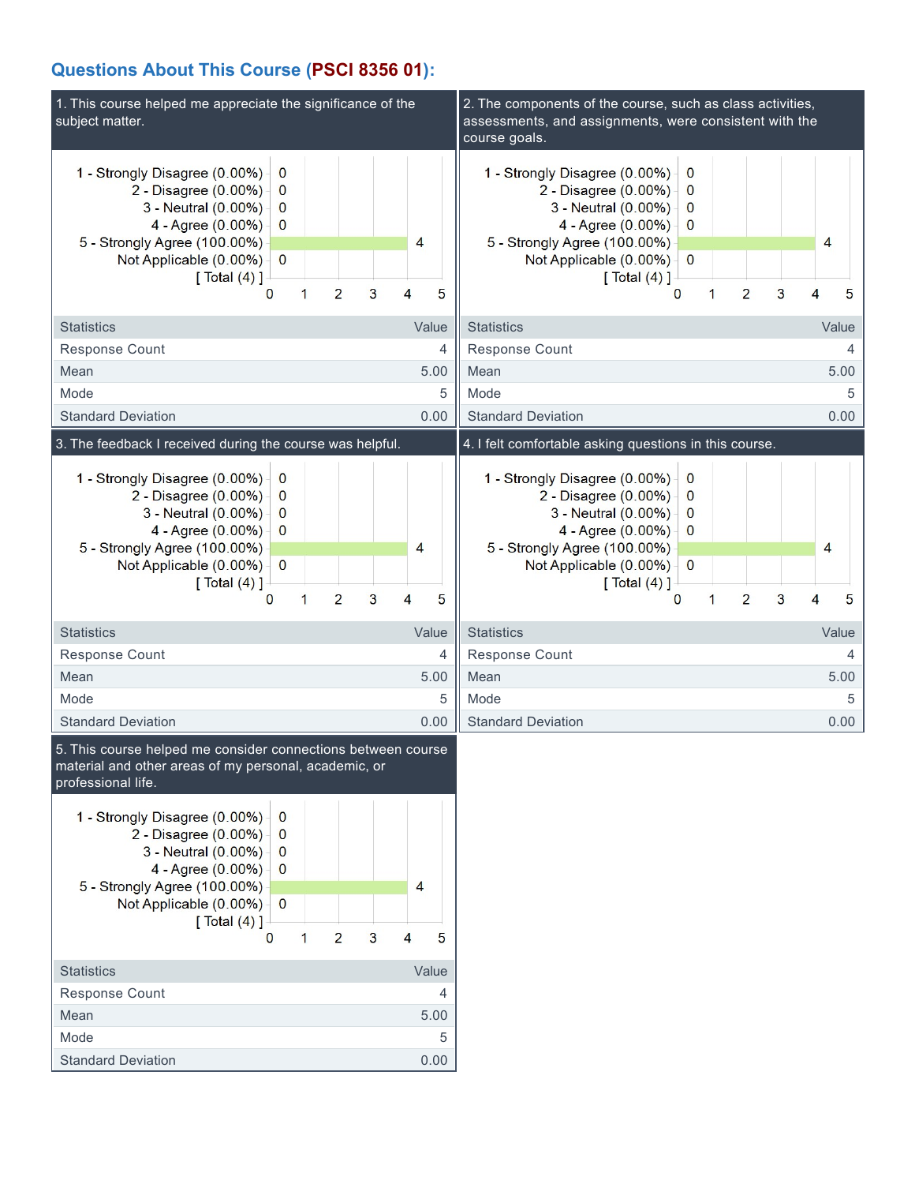## Questions About This Course (PSCI 8356 01):

### 1. This course helped me appreciate the significance of the subject matter.

| Response | Count |
|---|---|
| 1 - Strongly Disagree (0.00%) | 0 |
| 2 - Disagree (0.00%) | 0 |
| 3 - Neutral (0.00%) | 0 |
| 4 - Agree (0.00%) | 0 |
| 5 - Strongly Agree (100.00%) | 4 |
| Not Applicable (0.00%) | 0 |
| [ Total (4) ] | |

| Statistics | Value |
|---|---|
| Response Count | 4 |
| Mean | 5.00 |
| Mode | 5 |
| Standard Deviation | 0.00 |

### 2. The components of the course, such as class activities, assessments, and assignments, were consistent with the course goals.

| Response | Count |
|---|---|
| 1 - Strongly Disagree (0.00%) | 0 |
| 2 - Disagree (0.00%) | 0 |
| 3 - Neutral (0.00%) | 0 |
| 4 - Agree (0.00%) | 0 |
| 5 - Strongly Agree (100.00%) | 4 |
| Not Applicable (0.00%) | 0 |
| [ Total (4) ] | |

| Statistics | Value |
|---|---|
| Response Count | 4 |
| Mean | 5.00 |
| Mode | 5 |
| Standard Deviation | 0.00 |

### 3. The feedback I received during the course was helpful.

| Response | Count |
|---|---|
| 1 - Strongly Disagree (0.00%) | 0 |
| 2 - Disagree (0.00%) | 0 |
| 3 - Neutral (0.00%) | 0 |
| 4 - Agree (0.00%) | 0 |
| 5 - Strongly Agree (100.00%) | 4 |
| Not Applicable (0.00%) | 0 |
| [ Total (4) ] | |

| Statistics | Value |
|---|---|
| Response Count | 4 |
| Mean | 5.00 |
| Mode | 5 |
| Standard Deviation | 0.00 |

### 4. I felt comfortable asking questions in this course.

| Response | Count |
|---|---|
| 1 - Strongly Disagree (0.00%) | 0 |
| 2 - Disagree (0.00%) | 0 |
| 3 - Neutral (0.00%) | 0 |
| 4 - Agree (0.00%) | 0 |
| 5 - Strongly Agree (100.00%) | 4 |
| Not Applicable (0.00%) | 0 |
| [ Total (4) ] | |

| Statistics | Value |
|---|---|
| Response Count | 4 |
| Mean | 5.00 |
| Mode | 5 |
| Standard Deviation | 0.00 |

### 5. This course helped me consider connections between course material and other areas of my personal, academic, or professional life.

| Response | Count |
|---|---|
| 1 - Strongly Disagree (0.00%) | 0 |
| 2 - Disagree (0.00%) | 0 |
| 3 - Neutral (0.00%) | 0 |
| 4 - Agree (0.00%) | 0 |
| 5 - Strongly Agree (100.00%) | 4 |
| Not Applicable (0.00%) | 0 |
| [ Total (4) ] | |

| Statistics | Value |
|---|---|
| Response Count | 4 |
| Mean | 5.00 |
| Mode | 5 |
| Standard Deviation | 0.00 |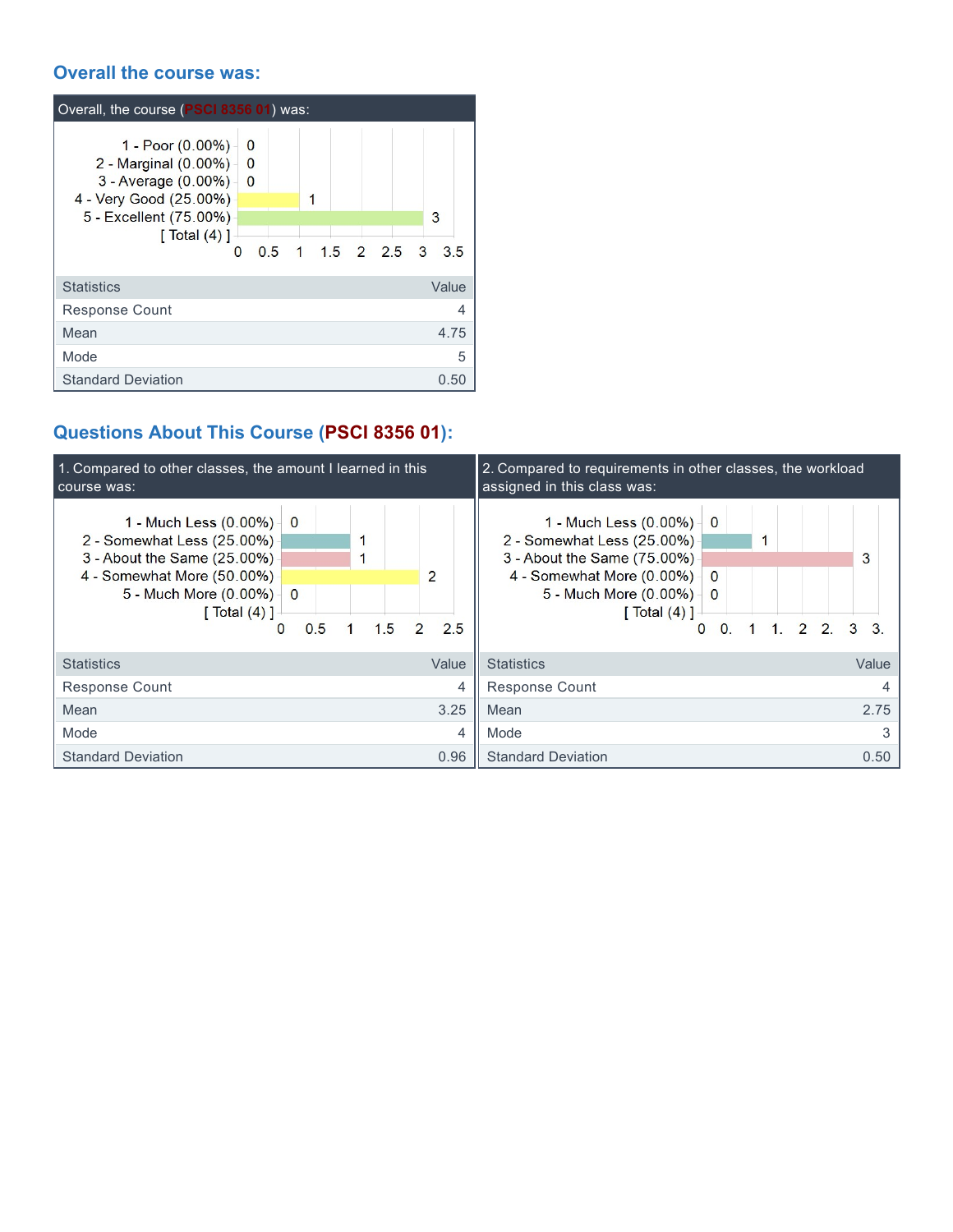## Overall the course was:

**Overall, the course (PSCI 8356 01) was:**

| Response | Count |
|---|---|
| 1 - Poor (0.00%) | 0 |
| 2 - Marginal (0.00%) | 0 |
| 3 - Average (0.00%) | 0 |
| 4 - Very Good (25.00%) | 1 |
| 5 - Excellent (75.00%) | 3 |
| [ Total (4) ] | |

| Statistics | Value |
|---|---|
| Response Count | 4 |
| Mean | 4.75 |
| Mode | 5 |
| Standard Deviation | 0.50 |

## Questions About This Course (PSCI 8356 01):

**1. Compared to other classes, the amount I learned in this course was:**

| Response | Count |
|---|---|
| 1 - Much Less (0.00%) | 0 |
| 2 - Somewhat Less (25.00%) | 1 |
| 3 - About the Same (25.00%) | 1 |
| 4 - Somewhat More (50.00%) | 2 |
| 5 - Much More (0.00%) | 0 |
| [ Total (4) ] | |

| Statistics | Value |
|---|---|
| Response Count | 4 |
| Mean | 3.25 |
| Mode | 4 |
| Standard Deviation | 0.96 |

**2. Compared to requirements in other classes, the workload assigned in this class was:**

| Response | Count |
|---|---|
| 1 - Much Less (0.00%) | 0 |
| 2 - Somewhat Less (25.00%) | 1 |
| 3 - About the Same (75.00%) | 3 |
| 4 - Somewhat More (0.00%) | 0 |
| 5 - Much More (0.00%) | 0 |
| [ Total (4) ] | |

| Statistics | Value |
|---|---|
| Response Count | 4 |
| Mean | 2.75 |
| Mode | 3 |
| Standard Deviation | 0.50 |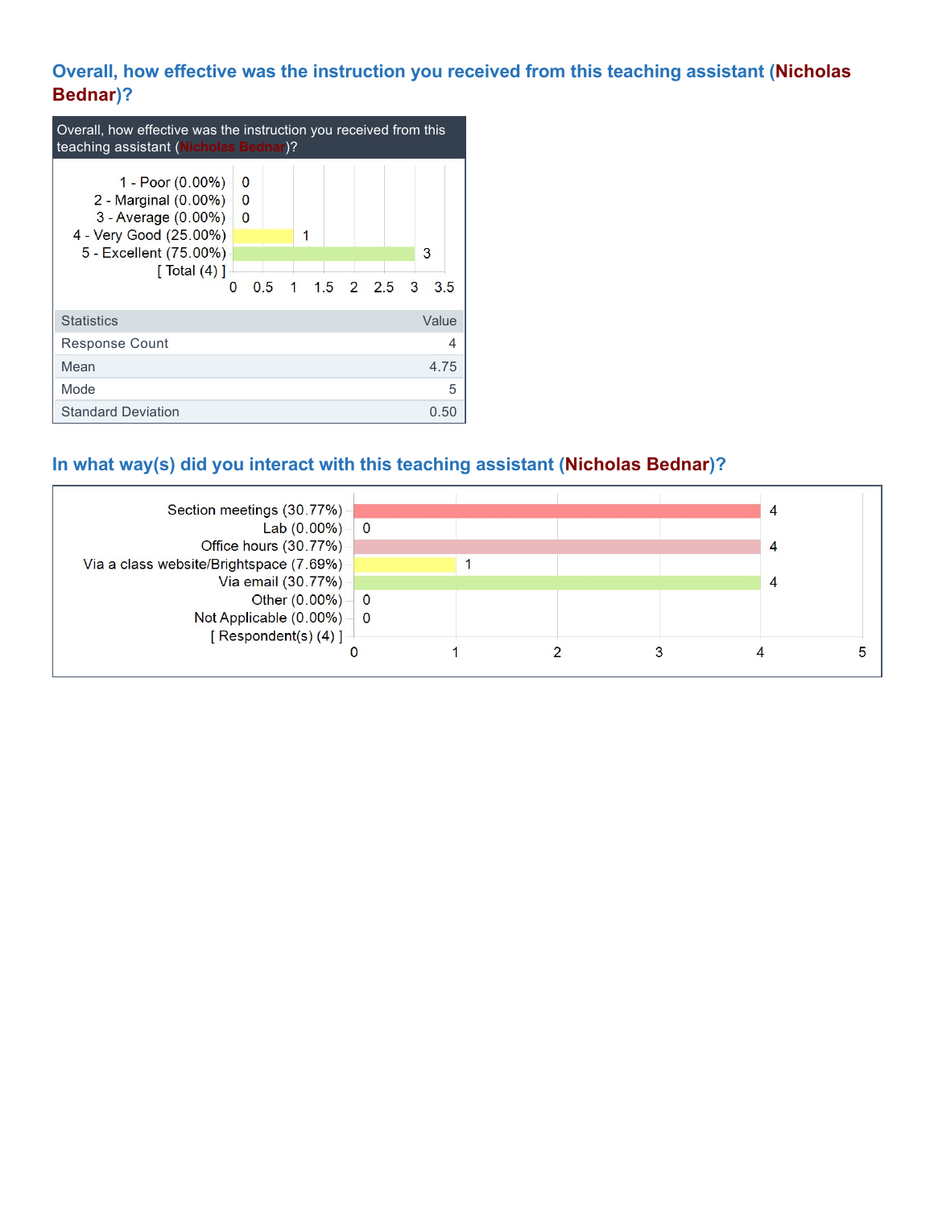### Overall, how effective was the instruction you received from this teaching assistant (Nicholas Bednar)?

Overall, how effective was the instruction you received from this teaching assistant (Nicholas Bednar)?

| Response | Count |
|---|---|
| 1 - Poor (0.00%) | 0 |
| 2 - Marginal (0.00%) | 0 |
| 3 - Average (0.00%) | 0 |
| 4 - Very Good (25.00%) | 1 |
| 5 - Excellent (75.00%) | 3 |
| [ Total (4) ] | |

| Statistics | Value |
|---|---|
| Response Count | 4 |
| Mean | 4.75 |
| Mode | 5 |
| Standard Deviation | 0.50 |

### In what way(s) did you interact with this teaching assistant (Nicholas Bednar)?

| Response | Count |
|---|---|
| Section meetings (30.77%) | 4 |
| Lab (0.00%) | 0 |
| Office hours (30.77%) | 4 |
| Via a class website/Brightspace (7.69%) | 1 |
| Via email (30.77%) | 4 |
| Other (0.00%) | 0 |
| Not Applicable (0.00%) | 0 |
| [ Respondent(s) (4) ] | |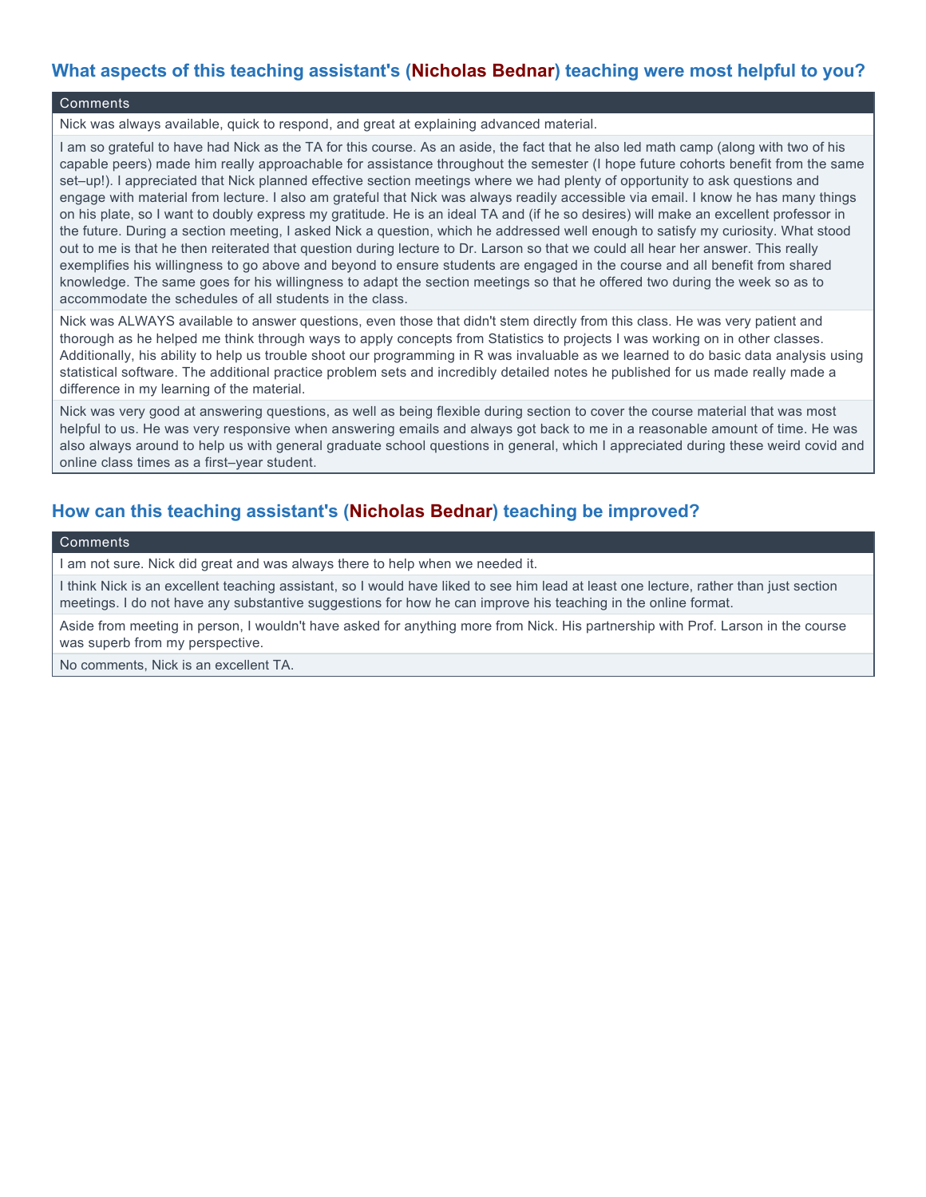## What aspects of this teaching assistant's (Nicholas Bednar) teaching were most helpful to you?

| Comments |
| --- |
| Nick was always available, quick to respond, and great at explaining advanced material. |
| I am so grateful to have had Nick as the TA for this course. As an aside, the fact that he also led math camp (along with two of his capable peers) made him really approachable for assistance throughout the semester (I hope future cohorts benefit from the same set–up!). I appreciated that Nick planned effective section meetings where we had plenty of opportunity to ask questions and engage with material from lecture. I also am grateful that Nick was always readily accessible via email. I know he has many things on his plate, so I want to doubly express my gratitude. He is an ideal TA and (if he so desires) will make an excellent professor in the future. During a section meeting, I asked Nick a question, which he addressed well enough to satisfy my curiosity. What stood out to me is that he then reiterated that question during lecture to Dr. Larson so that we could all hear her answer. This really exemplifies his willingness to go above and beyond to ensure students are engaged in the course and all benefit from shared knowledge. The same goes for his willingness to adapt the section meetings so that he offered two during the week so as to accommodate the schedules of all students in the class. |
| Nick was ALWAYS available to answer questions, even those that didn't stem directly from this class. He was very patient and thorough as he helped me think through ways to apply concepts from Statistics to projects I was working on in other classes. Additionally, his ability to help us trouble shoot our programming in R was invaluable as we learned to do basic data analysis using statistical software. The additional practice problem sets and incredibly detailed notes he published for us made really made a difference in my learning of the material. |
| Nick was very good at answering questions, as well as being flexible during section to cover the course material that was most helpful to us. He was very responsive when answering emails and always got back to me in a reasonable amount of time. He was also always around to help us with general graduate school questions in general, which I appreciated during these weird covid and online class times as a first–year student. |

## How can this teaching assistant's (Nicholas Bednar) teaching be improved?

| Comments |
| --- |
| I am not sure. Nick did great and was always there to help when we needed it. |
| I think Nick is an excellent teaching assistant, so I would have liked to see him lead at least one lecture, rather than just section meetings. I do not have any substantive suggestions for how he can improve his teaching in the online format. |
| Aside from meeting in person, I wouldn't have asked for anything more from Nick. His partnership with Prof. Larson in the course was superb from my perspective. |
| No comments, Nick is an excellent TA. |